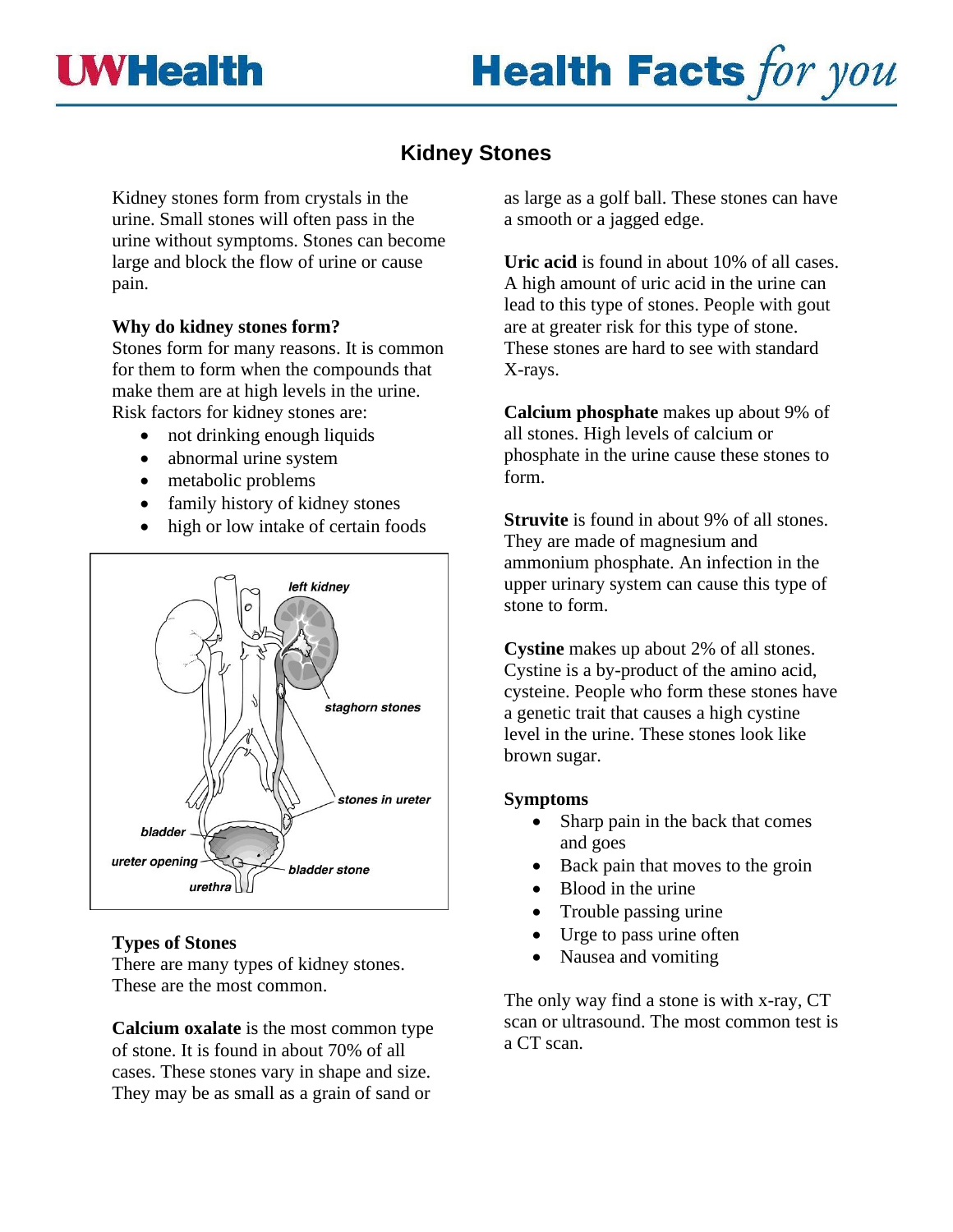# Kidney Stones

Kidney stones form from crystals in the urine. Small stones will often pass in the urine without symptoms. Stones can become large and block the flow of urine or cause pain.

**Why do kidney stones form?**
Stones form for many reasons. It is common for them to form when the compounds that make them are at high levels in the urine. Risk factors for kidney stones are:

- not drinking enough liquids
- abnormal urine system
- metabolic problems
- family history of kidney stones
- high or low intake of certain foods

**Types of Stones**
There are many types of kidney stones. These are the most common.

**Calcium oxalate** is the most common type of stone. It is found in about 70% of all cases. These stones vary in shape and size. They may be as small as a grain of sand or as large as a golf ball. These stones can have a smooth or a jagged edge.

**Uric acid** is found in about 10% of all cases. A high amount of uric acid in the urine can lead to this type of stones. People with gout are at greater risk for this type of stone. These stones are hard to see with standard X-rays.

**Calcium phosphate** makes up about 9% of all stones. High levels of calcium or phosphate in the urine cause these stones to form.

**Struvite** is found in about 9% of all stones. They are made of magnesium and ammonium phosphate. An infection in the upper urinary system can cause this type of stone to form.

**Cystine** makes up about 2% of all stones. Cystine is a by-product of the amino acid, cysteine. People who form these stones have a genetic trait that causes a high cystine level in the urine. These stones look like brown sugar.

**Symptoms**

- Sharp pain in the back that comes and goes
- Back pain that moves to the groin
- Blood in the urine
- Trouble passing urine
- Urge to pass urine often
- Nausea and vomiting

The only way find a stone is with x-ray, CT scan or ultrasound. The most common test is a CT scan.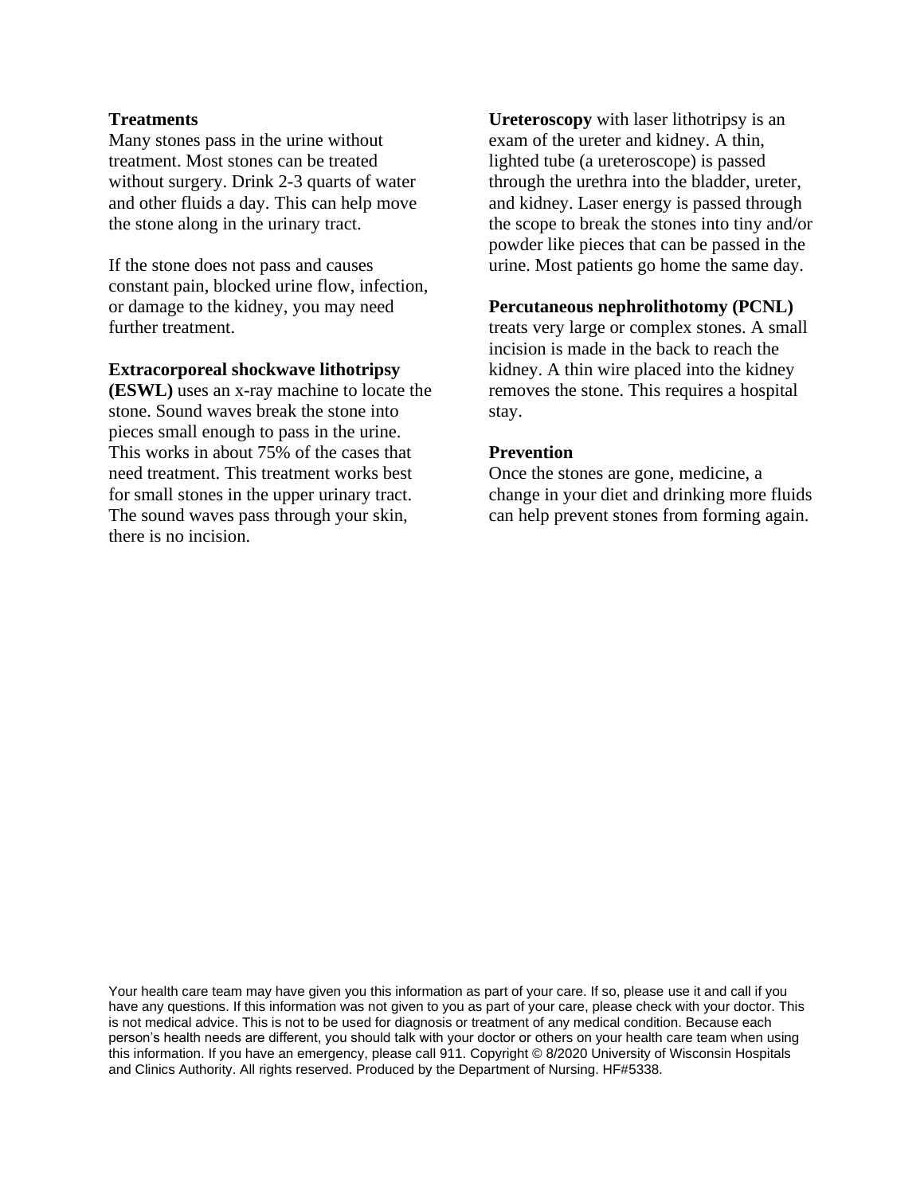## Treatments

Many stones pass in the urine without treatment. Most stones can be treated without surgery. Drink 2-3 quarts of water and other fluids a day. This can help move the stone along in the urinary tract.

If the stone does not pass and causes constant pain, blocked urine flow, infection, or damage to the kidney, you may need further treatment.

**Extracorporeal shockwave lithotripsy (ESWL)** uses an x-ray machine to locate the stone. Sound waves break the stone into pieces small enough to pass in the urine. This works in about 75% of the cases that need treatment. This treatment works best for small stones in the upper urinary tract. The sound waves pass through your skin, there is no incision.

**Ureteroscopy** with laser lithotripsy is an exam of the ureter and kidney. A thin, lighted tube (a ureteroscope) is passed through the urethra into the bladder, ureter, and kidney. Laser energy is passed through the scope to break the stones into tiny and/or powder like pieces that can be passed in the urine. Most patients go home the same day.

**Percutaneous nephrolithotomy (PCNL)** treats very large or complex stones. A small incision is made in the back to reach the kidney. A thin wire placed into the kidney removes the stone. This requires a hospital stay.

## Prevention

Once the stones are gone, medicine, a change in your diet and drinking more fluids can help prevent stones from forming again.

Your health care team may have given you this information as part of your care. If so, please use it and call if you have any questions. If this information was not given to you as part of your care, please check with your doctor. This is not medical advice. This is not to be used for diagnosis or treatment of any medical condition. Because each person's health needs are different, you should talk with your doctor or others on your health care team when using this information. If you have an emergency, please call 911. Copyright © 8/2020 University of Wisconsin Hospitals and Clinics Authority. All rights reserved. Produced by the Department of Nursing. HF#5338.